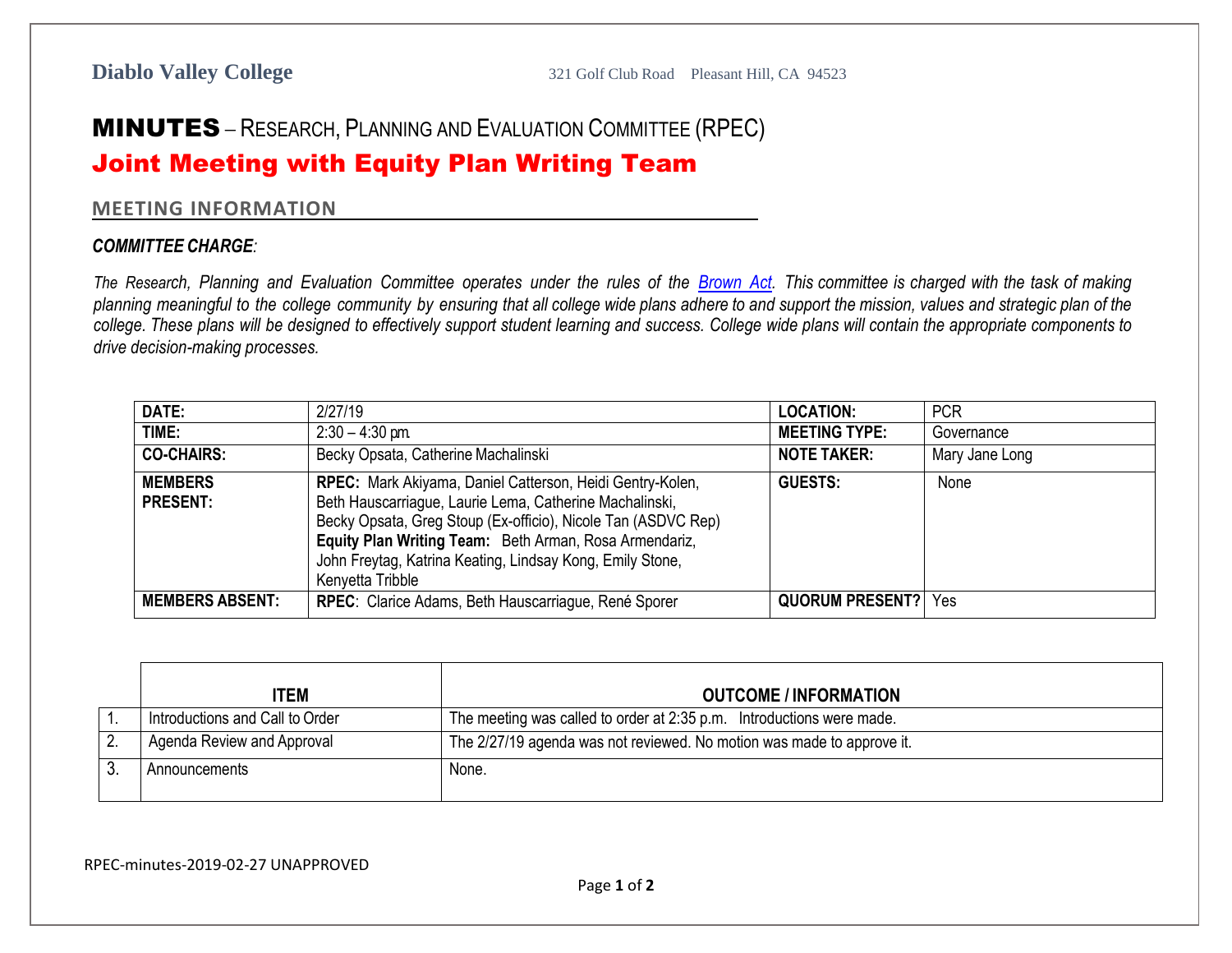**Diabolo Valley College** 321 Golf Club Road Pleasant Hill, CA 94523

# MINUTES – RESEARCH, PLANNING AND EVALUATION COMMITTEE (RPEC)

# Joint Meeting with Equity Plan Writing Team

## MEETING INFORMATION

***COMMITTEE CHARGE**:*

*The Research, Planning and Evaluation Committee operates under the rules of the [Brown Act](). This committee is charged with the task of making planning meaningful to the college community by ensuring that all college wide plans adhere to and support the mission, values and strategic plan of the college. These plans will be designed to effectively support student learning and success. College wide plans will contain the appropriate components to drive decision-making processes.*

| **DATE:** | 2/27/19 | **LOCATION:** | PCR |
|---|---|---|---|
| **TIME:** | 2:30 – 4:30 pm. | **MEETING TYPE:** | Governance |
| **CO-CHAIRS:** | Becky Opsata, Catherine Machalinski | **NOTE TAKER:** | Mary Jane Long |
| **MEMBERS PRESENT:** | **RPEC:** Mark Akiyama, Daniel Catterson, Heidi Gentry-Kolen, Beth Hauscarriague, Laurie Lema, Catherine Machalinski, Becky Opsata, Greg Stoup (Ex-officio), Nicole Tan (ASDVC Rep) **Equity Plan Writing Team:** Beth Arman, Rosa Armendariz, John Freytag, Katrina Keating, Lindsay Kong, Emily Stone, Kenyetta Tribble | **GUESTS:** | None |
| **MEMBERS ABSENT:** | **RPEC**: Clarice Adams, Beth Hauscarriague, René Sporer | **QUORUM PRESENT?** | Yes |

| | **ITEM** | **OUTCOME / INFORMATION** |
|---|---|---|
| 1. | Introductions and Call to Order | The meeting was called to order at 2:35 p.m. Introductions were made. |
| 2. | Agenda Review and Approval | The 2/27/19 agenda was not reviewed. No motion was made to approve it. |
| 3. | Announcements | None. |

RPEC-minutes-2019-02-27 UNAPPROVED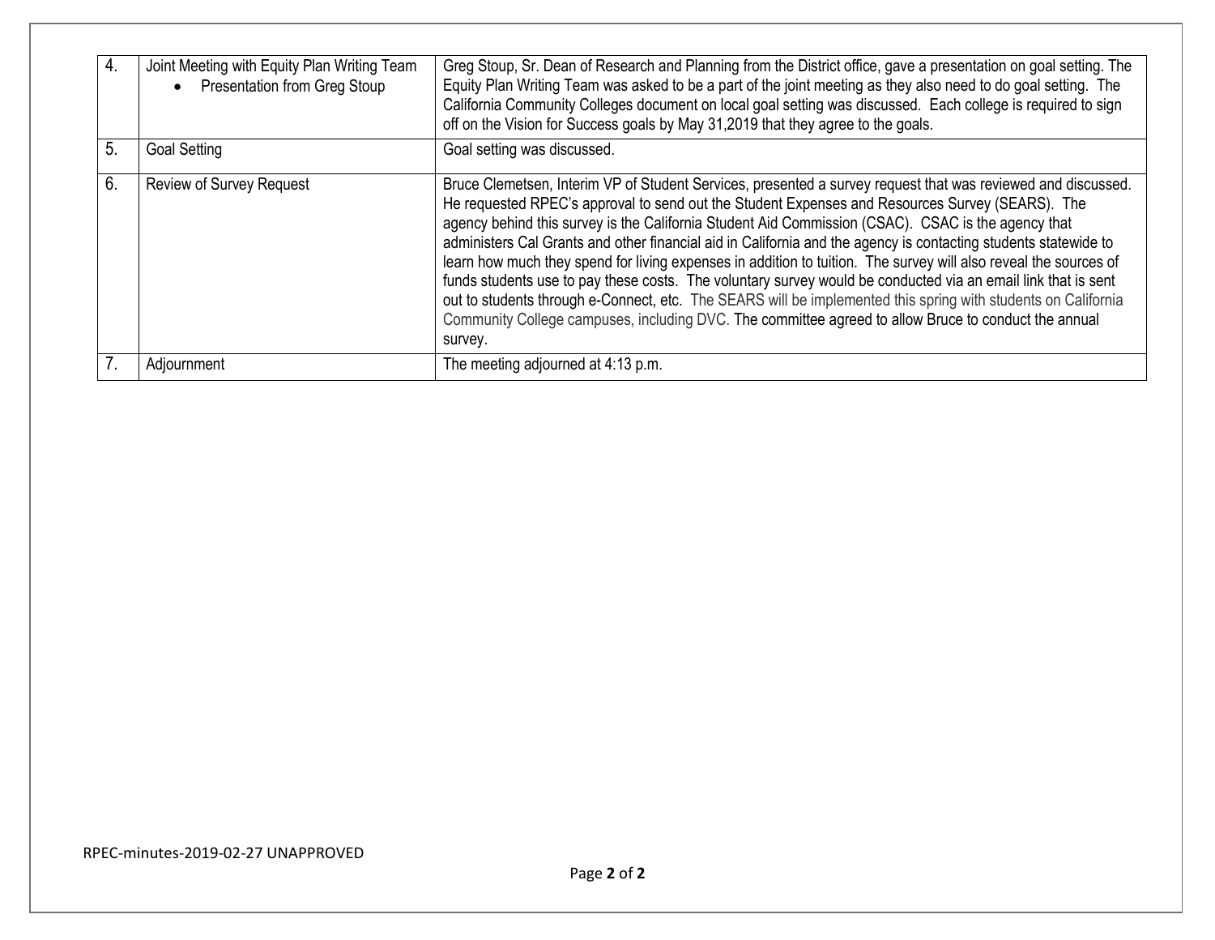| | | |
|---|---|---|
| 4. | Joint Meeting with Equity Plan Writing Team<br>• Presentation from Greg Stoup | Greg Stoup, Sr. Dean of Research and Planning from the District office, gave a presentation on goal setting. The Equity Plan Writing Team was asked to be a part of the joint meeting as they also need to do goal setting. The California Community Colleges document on local goal setting was discussed. Each college is required to sign off on the Vision for Success goals by May 31,2019 that they agree to the goals. |
| 5. | Goal Setting | Goal setting was discussed. |
| 6. | Review of Survey Request | Bruce Clemetsen, Interim VP of Student Services, presented a survey request that was reviewed and discussed. He requested RPEC's approval to send out the Student Expenses and Resources Survey (SEARS). The agency behind this survey is the California Student Aid Commission (CSAC). CSAC is the agency that administers Cal Grants and other financial aid in California and the agency is contacting students statewide to learn how much they spend for living expenses in addition to tuition. The survey will also reveal the sources of funds students use to pay these costs. The voluntary survey would be conducted via an email link that is sent out to students through e-Connect, etc. The SEARS will be implemented this spring with students on California Community College campuses, including DVC. The committee agreed to allow Bruce to conduct the annual survey. |
| 7. | Adjournment | The meeting adjourned at 4:13 p.m. |

RPEC-minutes-2019-02-27 UNAPPROVED